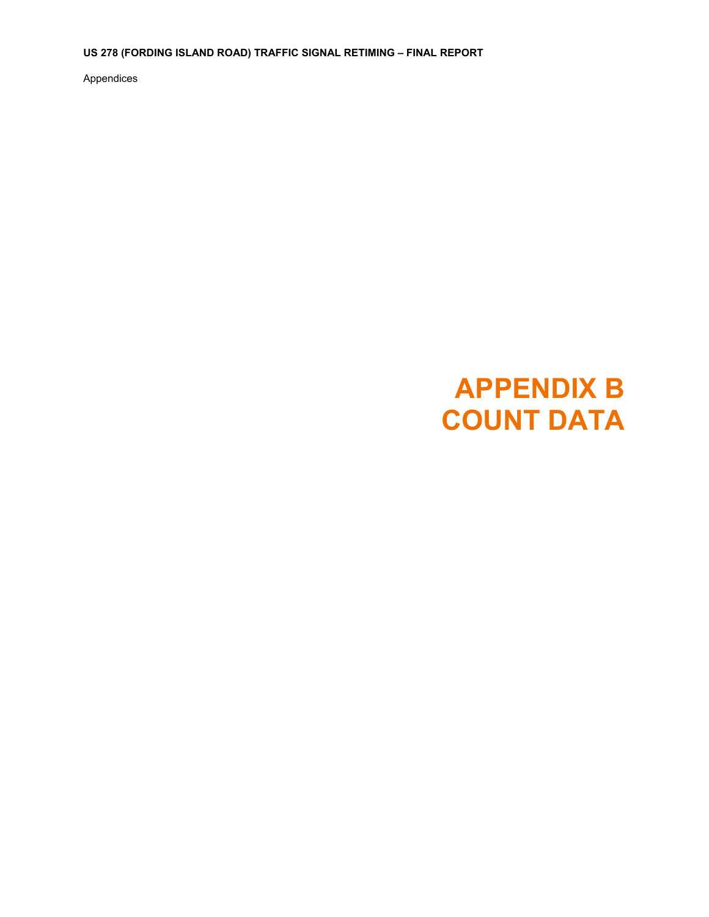# APPENDIX B
# COUNT DATA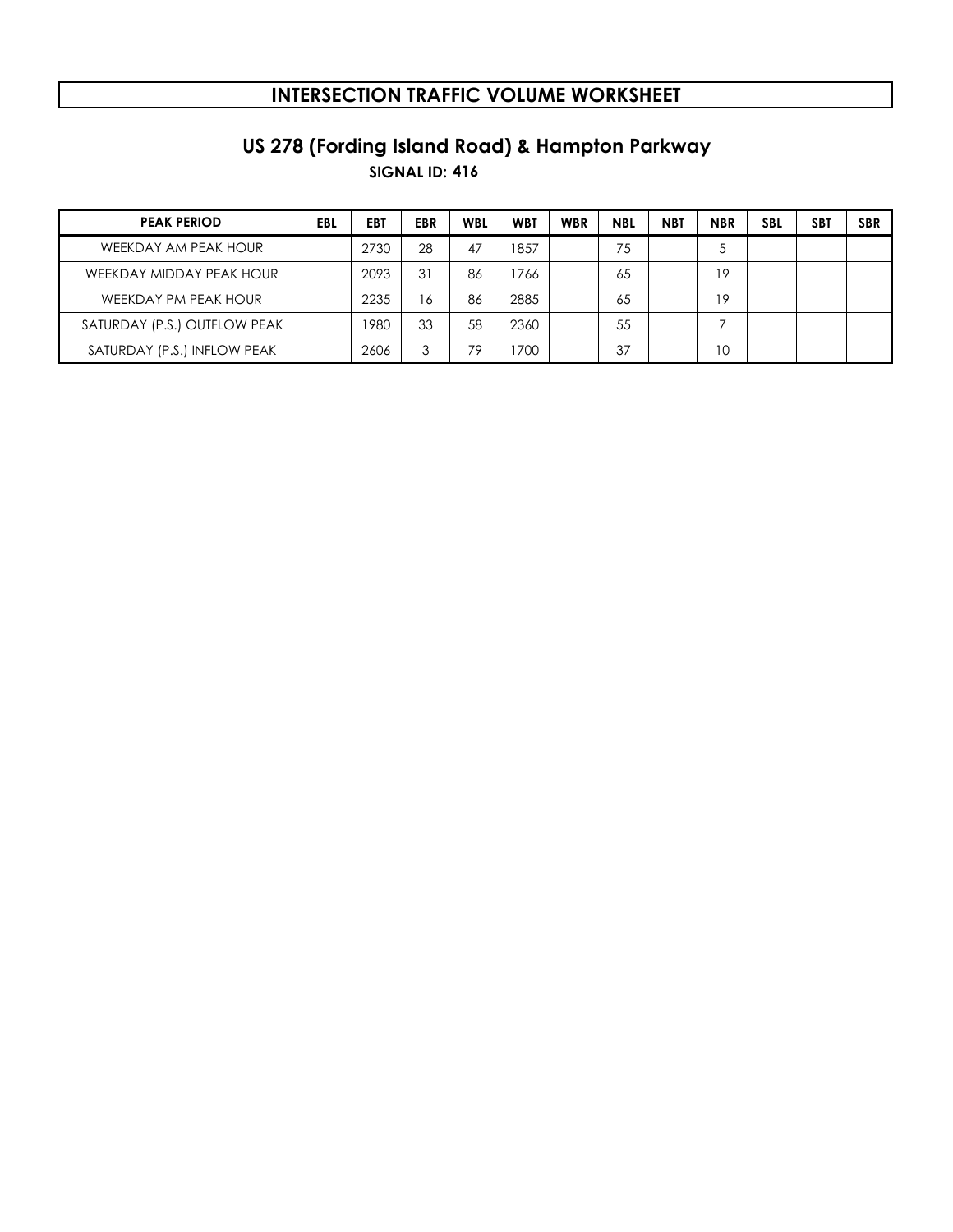# INTERSECTION TRAFFIC VOLUME WORKSHEET

## US 278 (Fording Island Road) & Hampton Parkway

**SIGNAL ID: 416**

| PEAK PERIOD | EBL | EBT | EBR | WBL | WBT | WBR | NBL | NBT | NBR | SBL | SBT | SBR |
|---|---|---|---|---|---|---|---|---|---|---|---|---|
| WEEKDAY AM PEAK HOUR | | 2730 | 28 | 47 | 1857 | | 75 | | 5 | | | |
| WEEKDAY MIDDAY PEAK HOUR | | 2093 | 31 | 86 | 1766 | | 65 | | 19 | | | |
| WEEKDAY PM PEAK HOUR | | 2235 | 16 | 86 | 2885 | | 65 | | 19 | | | |
| SATURDAY (P.S.) OUTFLOW PEAK | | 1980 | 33 | 58 | 2360 | | 55 | | 7 | | | |
| SATURDAY (P.S.) INFLOW PEAK | | 2606 | 3 | 79 | 1700 | | 37 | | 10 | | | |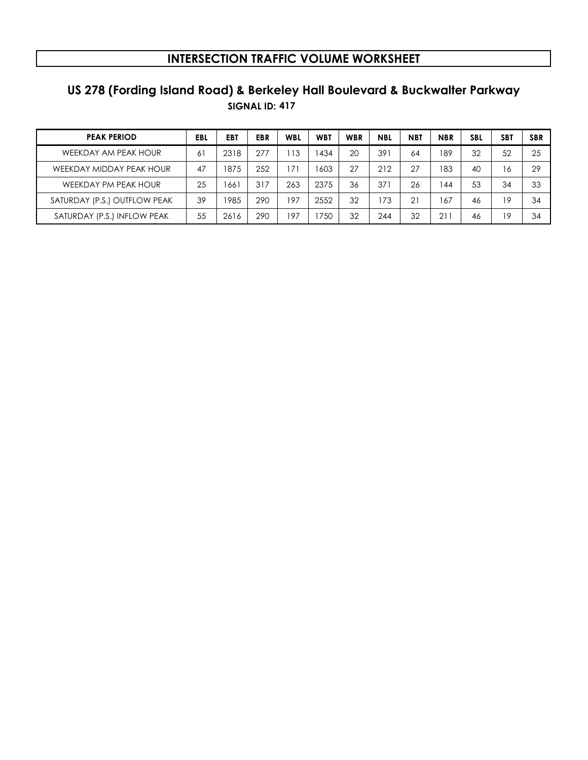# INTERSECTION TRAFFIC VOLUME WORKSHEET

## US 278 (Fording Island Road) & Berkeley Hall Boulevard & Buckwalter Parkway

**SIGNAL ID: 417**

| PEAK PERIOD | EBL | EBT | EBR | WBL | WBT | WBR | NBL | NBT | NBR | SBL | SBT | SBR |
|---|---|---|---|---|---|---|---|---|---|---|---|---|
| WEEKDAY AM PEAK HOUR | 61 | 2318 | 277 | 113 | 1434 | 20 | 391 | 64 | 189 | 32 | 52 | 25 |
| WEEKDAY MIDDAY PEAK HOUR | 47 | 1875 | 252 | 171 | 1603 | 27 | 212 | 27 | 183 | 40 | 16 | 29 |
| WEEKDAY PM PEAK HOUR | 25 | 1661 | 317 | 263 | 2375 | 36 | 371 | 26 | 144 | 53 | 34 | 33 |
| SATURDAY (P.S.) OUTFLOW PEAK | 39 | 1985 | 290 | 197 | 2552 | 32 | 173 | 21 | 167 | 46 | 19 | 34 |
| SATURDAY (P.S.) INFLOW PEAK | 55 | 2616 | 290 | 197 | 1750 | 32 | 244 | 32 | 211 | 46 | 19 | 34 |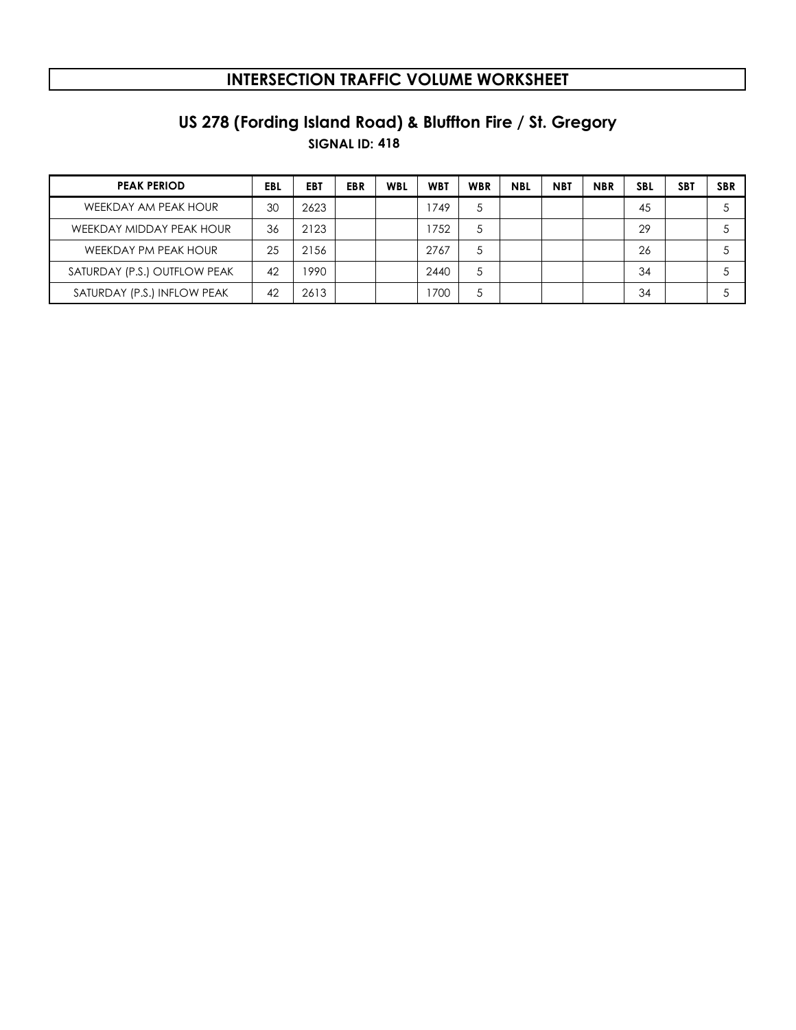# INTERSECTION TRAFFIC VOLUME WORKSHEET

## US 278 (Fording Island Road) & Bluffton Fire / St. Gregory

**SIGNAL ID: 418**

| PEAK PERIOD | EBL | EBT | EBR | WBL | WBT | WBR | NBL | NBT | NBR | SBL | SBT | SBR |
|---|---|---|---|---|---|---|---|---|---|---|---|---|
| WEEKDAY AM PEAK HOUR | 30 | 2623 | | | 1749 | 5 | | | | 45 | | 5 |
| WEEKDAY MIDDAY PEAK HOUR | 36 | 2123 | | | 1752 | 5 | | | | 29 | | 5 |
| WEEKDAY PM PEAK HOUR | 25 | 2156 | | | 2767 | 5 | | | | 26 | | 5 |
| SATURDAY (P.S.) OUTFLOW PEAK | 42 | 1990 | | | 2440 | 5 | | | | 34 | | 5 |
| SATURDAY (P.S.) INFLOW PEAK | 42 | 2613 | | | 1700 | 5 | | | | 34 | | 5 |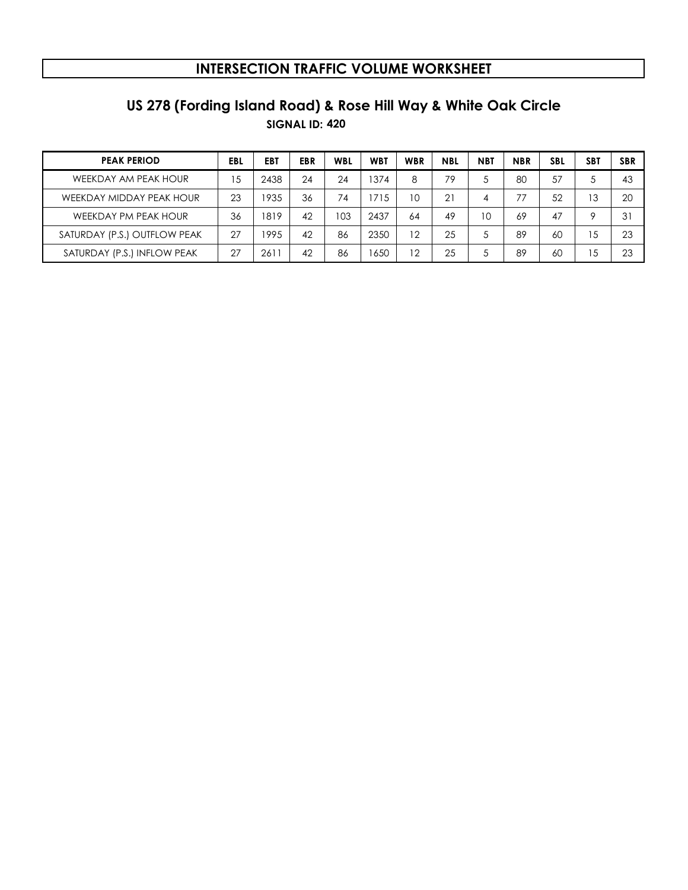# INTERSECTION TRAFFIC VOLUME WORKSHEET

## US 278 (Fording Island Road) & Rose Hill Way & White Oak Circle

**SIGNAL ID: 420**

| PEAK PERIOD | EBL | EBT | EBR | WBL | WBT | WBR | NBL | NBT | NBR | SBL | SBT | SBR |
|---|---|---|---|---|---|---|---|---|---|---|---|---|
| WEEKDAY AM PEAK HOUR | 15 | 2438 | 24 | 24 | 1374 | 8 | 79 | 5 | 80 | 57 | 5 | 43 |
| WEEKDAY MIDDAY PEAK HOUR | 23 | 1935 | 36 | 74 | 1715 | 10 | 21 | 4 | 77 | 52 | 13 | 20 |
| WEEKDAY PM PEAK HOUR | 36 | 1819 | 42 | 103 | 2437 | 64 | 49 | 10 | 69 | 47 | 9 | 31 |
| SATURDAY (P.S.) OUTFLOW PEAK | 27 | 1995 | 42 | 86 | 2350 | 12 | 25 | 5 | 89 | 60 | 15 | 23 |
| SATURDAY (P.S.) INFLOW PEAK | 27 | 2611 | 42 | 86 | 1650 | 12 | 25 | 5 | 89 | 60 | 15 | 23 |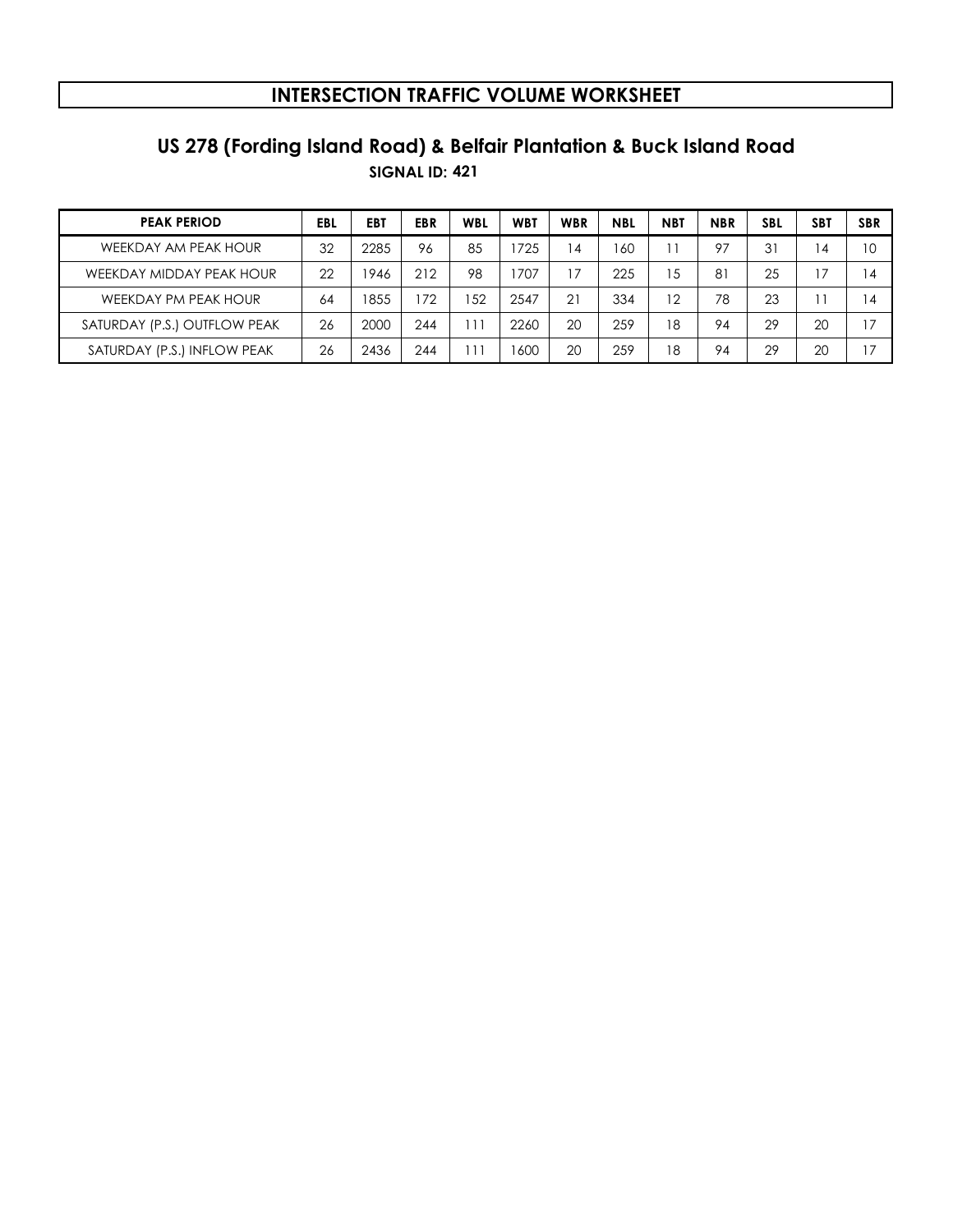# INTERSECTION TRAFFIC VOLUME WORKSHEET

## US 278 (Fording Island Road) & Belfair Plantation & Buck Island Road

**SIGNAL ID: 421**

| PEAK PERIOD | EBL | EBT | EBR | WBL | WBT | WBR | NBL | NBT | NBR | SBL | SBT | SBR |
|---|---|---|---|---|---|---|---|---|---|---|---|---|
| WEEKDAY AM PEAK HOUR | 32 | 2285 | 96 | 85 | 1725 | 14 | 160 | 11 | 97 | 31 | 14 | 10 |
| WEEKDAY MIDDAY PEAK HOUR | 22 | 1946 | 212 | 98 | 1707 | 17 | 225 | 15 | 81 | 25 | 17 | 14 |
| WEEKDAY PM PEAK HOUR | 64 | 1855 | 172 | 152 | 2547 | 21 | 334 | 12 | 78 | 23 | 11 | 14 |
| SATURDAY (P.S.) OUTFLOW PEAK | 26 | 2000 | 244 | 111 | 2260 | 20 | 259 | 18 | 94 | 29 | 20 | 17 |
| SATURDAY (P.S.) INFLOW PEAK | 26 | 2436 | 244 | 111 | 1600 | 20 | 259 | 18 | 94 | 29 | 20 | 17 |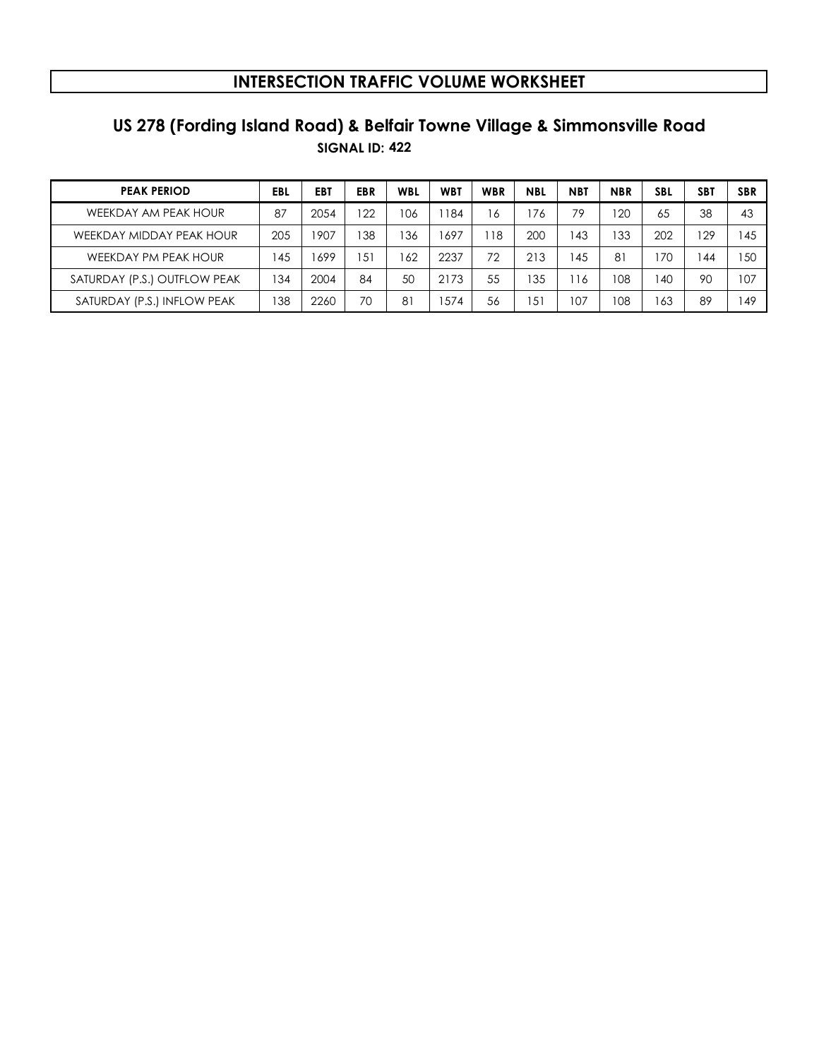# INTERSECTION TRAFFIC VOLUME WORKSHEET

## US 278 (Fording Island Road) & Belfair Towne Village & Simmonsville Road

**SIGNAL ID: 422**

| PEAK PERIOD | EBL | EBT | EBR | WBL | WBT | WBR | NBL | NBT | NBR | SBL | SBT | SBR |
|---|---|---|---|---|---|---|---|---|---|---|---|---|
| WEEKDAY AM PEAK HOUR | 87 | 2054 | 122 | 106 | 1184 | 16 | 176 | 79 | 120 | 65 | 38 | 43 |
| WEEKDAY MIDDAY PEAK HOUR | 205 | 1907 | 138 | 136 | 1697 | 118 | 200 | 143 | 133 | 202 | 129 | 145 |
| WEEKDAY PM PEAK HOUR | 145 | 1699 | 151 | 162 | 2237 | 72 | 213 | 145 | 81 | 170 | 144 | 150 |
| SATURDAY (P.S.) OUTFLOW PEAK | 134 | 2004 | 84 | 50 | 2173 | 55 | 135 | 116 | 108 | 140 | 90 | 107 |
| SATURDAY (P.S.) INFLOW PEAK | 138 | 2260 | 70 | 81 | 1574 | 56 | 151 | 107 | 108 | 163 | 89 | 149 |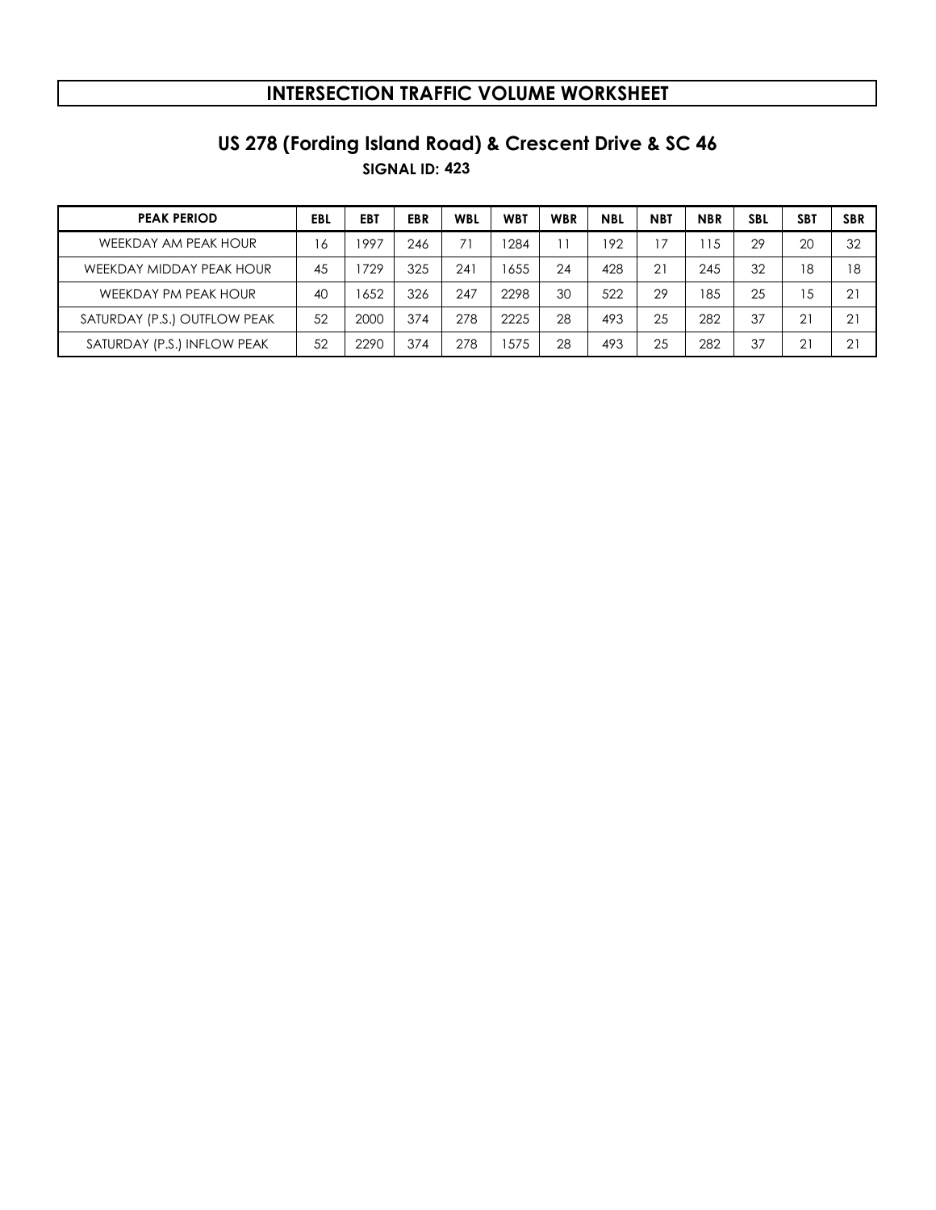# INTERSECTION TRAFFIC VOLUME WORKSHEET

## US 278 (Fording Island Road) & Crescent Drive & SC 46

**SIGNAL ID: 423**

| PEAK PERIOD | EBL | EBT | EBR | WBL | WBT | WBR | NBL | NBT | NBR | SBL | SBT | SBR |
|---|---|---|---|---|---|---|---|---|---|---|---|---|
| WEEKDAY AM PEAK HOUR | 16 | 1997 | 246 | 71 | 1284 | 11 | 192 | 17 | 115 | 29 | 20 | 32 |
| WEEKDAY MIDDAY PEAK HOUR | 45 | 1729 | 325 | 241 | 1655 | 24 | 428 | 21 | 245 | 32 | 18 | 18 |
| WEEKDAY PM PEAK HOUR | 40 | 1652 | 326 | 247 | 2298 | 30 | 522 | 29 | 185 | 25 | 15 | 21 |
| SATURDAY (P.S.) OUTFLOW PEAK | 52 | 2000 | 374 | 278 | 2225 | 28 | 493 | 25 | 282 | 37 | 21 | 21 |
| SATURDAY (P.S.) INFLOW PEAK | 52 | 2290 | 374 | 278 | 1575 | 28 | 493 | 25 | 282 | 37 | 21 | 21 |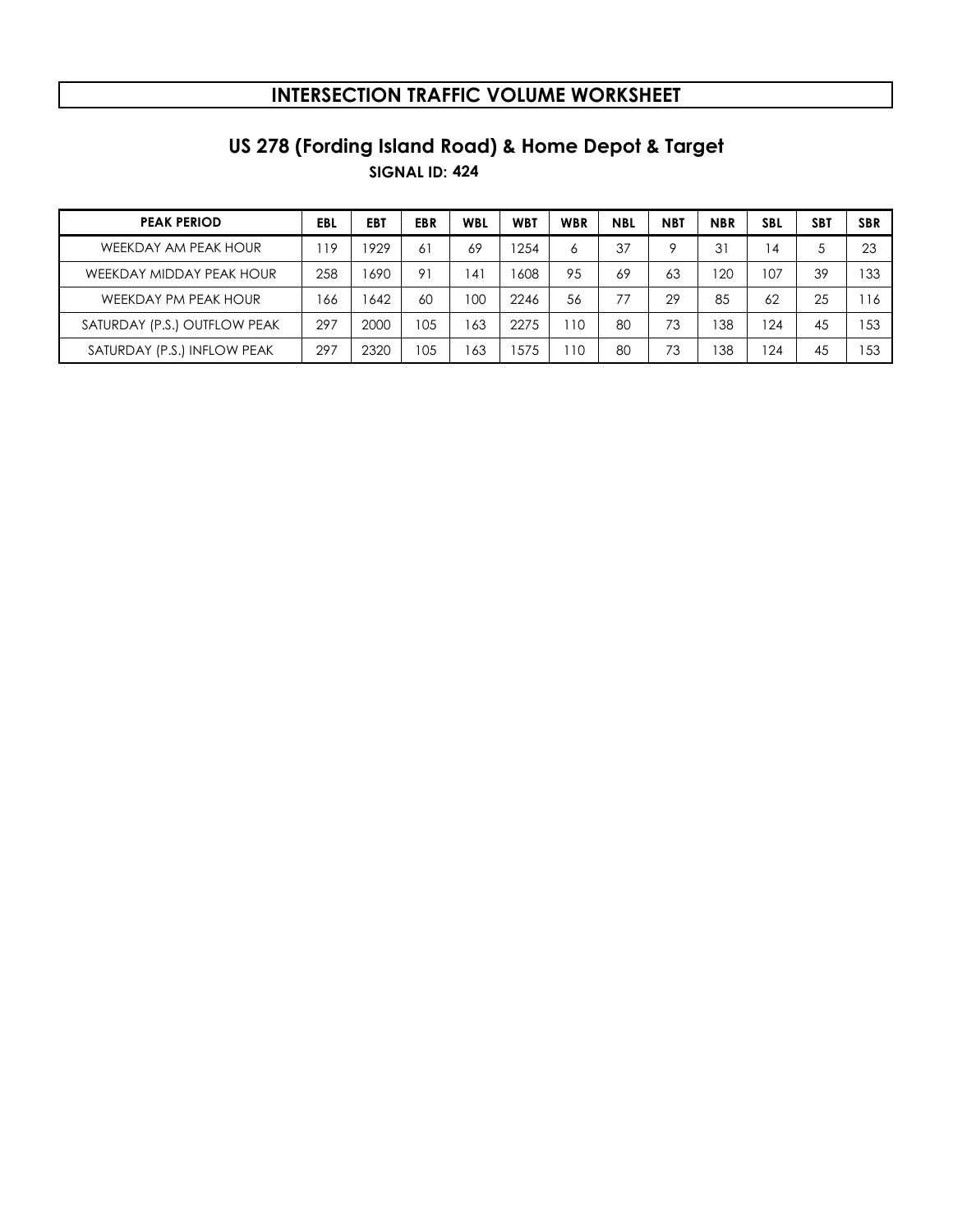# INTERSECTION TRAFFIC VOLUME WORKSHEET

## US 278 (Fording Island Road) & Home Depot & Target

**SIGNAL ID: 424**

| PEAK PERIOD | EBL | EBT | EBR | WBL | WBT | WBR | NBL | NBT | NBR | SBL | SBT | SBR |
|---|---|---|---|---|---|---|---|---|---|---|---|---|
| WEEKDAY AM PEAK HOUR | 119 | 1929 | 61 | 69 | 1254 | 6 | 37 | 9 | 31 | 14 | 5 | 23 |
| WEEKDAY MIDDAY PEAK HOUR | 258 | 1690 | 91 | 141 | 1608 | 95 | 69 | 63 | 120 | 107 | 39 | 133 |
| WEEKDAY PM PEAK HOUR | 166 | 1642 | 60 | 100 | 2246 | 56 | 77 | 29 | 85 | 62 | 25 | 116 |
| SATURDAY (P.S.) OUTFLOW PEAK | 297 | 2000 | 105 | 163 | 2275 | 110 | 80 | 73 | 138 | 124 | 45 | 153 |
| SATURDAY (P.S.) INFLOW PEAK | 297 | 2320 | 105 | 163 | 1575 | 110 | 80 | 73 | 138 | 124 | 45 | 153 |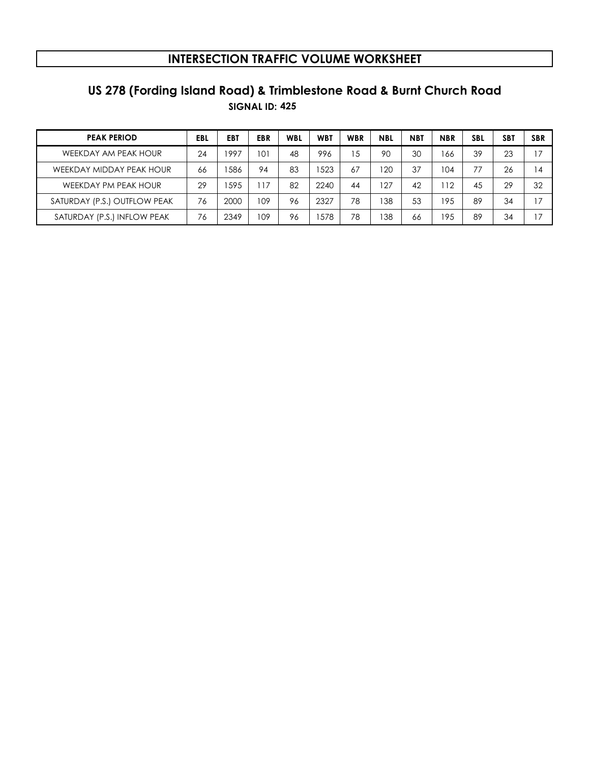# INTERSECTION TRAFFIC VOLUME WORKSHEET

## US 278 (Fording Island Road) & Trimblestone Road & Burnt Church Road

**SIGNAL ID: 425**

| PEAK PERIOD | EBL | EBT | EBR | WBL | WBT | WBR | NBL | NBT | NBR | SBL | SBT | SBR |
|---|---|---|---|---|---|---|---|---|---|---|---|---|
| WEEKDAY AM PEAK HOUR | 24 | 1997 | 101 | 48 | 996 | 15 | 90 | 30 | 166 | 39 | 23 | 17 |
| WEEKDAY MIDDAY PEAK HOUR | 66 | 1586 | 94 | 83 | 1523 | 67 | 120 | 37 | 104 | 77 | 26 | 14 |
| WEEKDAY PM PEAK HOUR | 29 | 1595 | 117 | 82 | 2240 | 44 | 127 | 42 | 112 | 45 | 29 | 32 |
| SATURDAY (P.S.) OUTFLOW PEAK | 76 | 2000 | 109 | 96 | 2327 | 78 | 138 | 53 | 195 | 89 | 34 | 17 |
| SATURDAY (P.S.) INFLOW PEAK | 76 | 2349 | 109 | 96 | 1578 | 78 | 138 | 66 | 195 | 89 | 34 | 17 |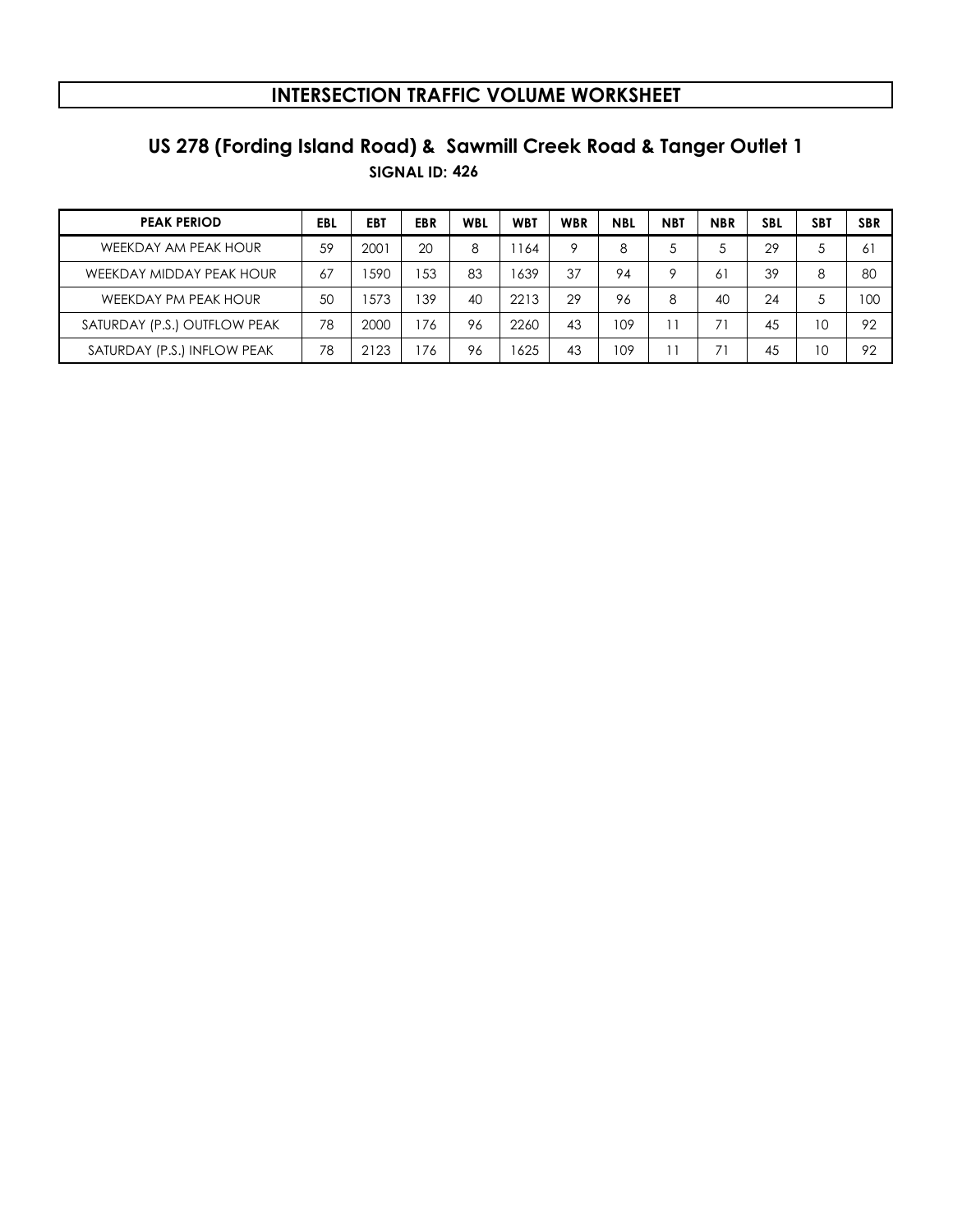# INTERSECTION TRAFFIC VOLUME WORKSHEET

## US 278 (Fording Island Road) & Sawmill Creek Road & Tanger Outlet 1

**SIGNAL ID: 426**

| PEAK PERIOD | EBL | EBT | EBR | WBL | WBT | WBR | NBL | NBT | NBR | SBL | SBT | SBR |
|---|---|---|---|---|---|---|---|---|---|---|---|---|
| WEEKDAY AM PEAK HOUR | 59 | 2001 | 20 | 8 | 1164 | 9 | 8 | 5 | 5 | 29 | 5 | 61 |
| WEEKDAY MIDDAY PEAK HOUR | 67 | 1590 | 153 | 83 | 1639 | 37 | 94 | 9 | 61 | 39 | 8 | 80 |
| WEEKDAY PM PEAK HOUR | 50 | 1573 | 139 | 40 | 2213 | 29 | 96 | 8 | 40 | 24 | 5 | 100 |
| SATURDAY (P.S.) OUTFLOW PEAK | 78 | 2000 | 176 | 96 | 2260 | 43 | 109 | 11 | 71 | 45 | 10 | 92 |
| SATURDAY (P.S.) INFLOW PEAK | 78 | 2123 | 176 | 96 | 1625 | 43 | 109 | 11 | 71 | 45 | 10 | 92 |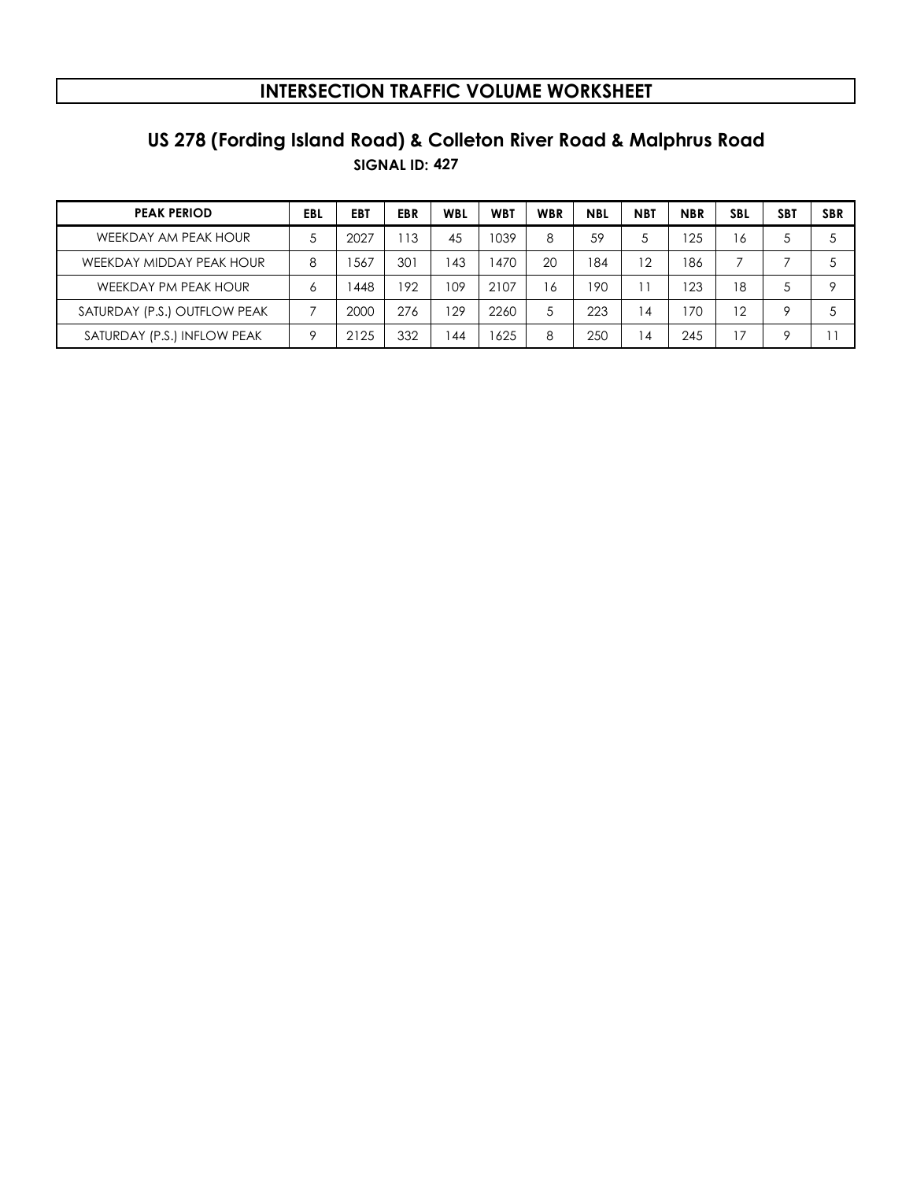# INTERSECTION TRAFFIC VOLUME WORKSHEET

## US 278 (Fording Island Road) & Colleton River Road & Malphrus Road

**SIGNAL ID: 427**

| PEAK PERIOD | EBL | EBT | EBR | WBL | WBT | WBR | NBL | NBT | NBR | SBL | SBT | SBR |
|---|---|---|---|---|---|---|---|---|---|---|---|---|
| WEEKDAY AM PEAK HOUR | 5 | 2027 | 113 | 45 | 1039 | 8 | 59 | 5 | 125 | 16 | 5 | 5 |
| WEEKDAY MIDDAY PEAK HOUR | 8 | 1567 | 301 | 143 | 1470 | 20 | 184 | 12 | 186 | 7 | 7 | 5 |
| WEEKDAY PM PEAK HOUR | 6 | 1448 | 192 | 109 | 2107 | 16 | 190 | 11 | 123 | 18 | 5 | 9 |
| SATURDAY (P.S.) OUTFLOW PEAK | 7 | 2000 | 276 | 129 | 2260 | 5 | 223 | 14 | 170 | 12 | 9 | 5 |
| SATURDAY (P.S.) INFLOW PEAK | 9 | 2125 | 332 | 144 | 1625 | 8 | 250 | 14 | 245 | 17 | 9 | 11 |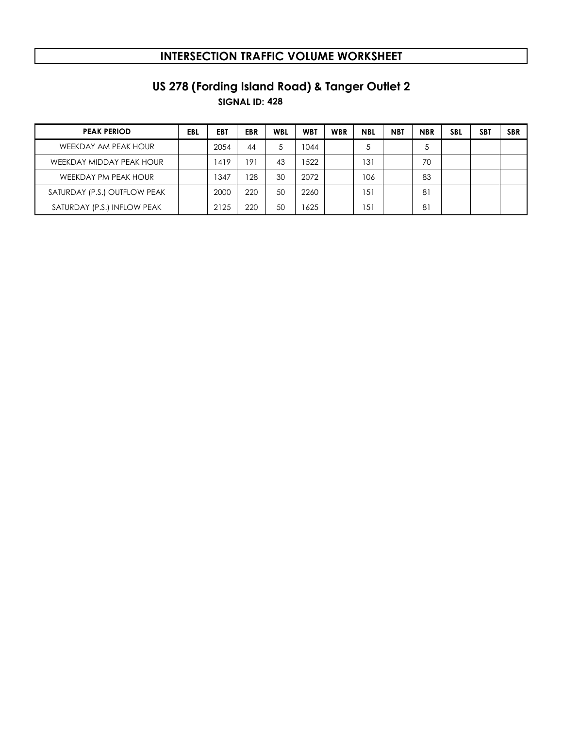# INTERSECTION TRAFFIC VOLUME WORKSHEET

## US 278 (Fording Island Road) & Tanger Outlet 2

**SIGNAL ID: 428**

| PEAK PERIOD | EBL | EBT | EBR | WBL | WBT | WBR | NBL | NBT | NBR | SBL | SBT | SBR |
|---|---|---|---|---|---|---|---|---|---|---|---|---|
| WEEKDAY AM PEAK HOUR | | 2054 | 44 | 5 | 1044 | | 5 | | 5 | | | |
| WEEKDAY MIDDAY PEAK HOUR | | 1419 | 191 | 43 | 1522 | | 131 | | 70 | | | |
| WEEKDAY PM PEAK HOUR | | 1347 | 128 | 30 | 2072 | | 106 | | 83 | | | |
| SATURDAY (P.S.) OUTFLOW PEAK | | 2000 | 220 | 50 | 2260 | | 151 | | 81 | | | |
| SATURDAY (P.S.) INFLOW PEAK | | 2125 | 220 | 50 | 1625 | | 151 | | 81 | | | |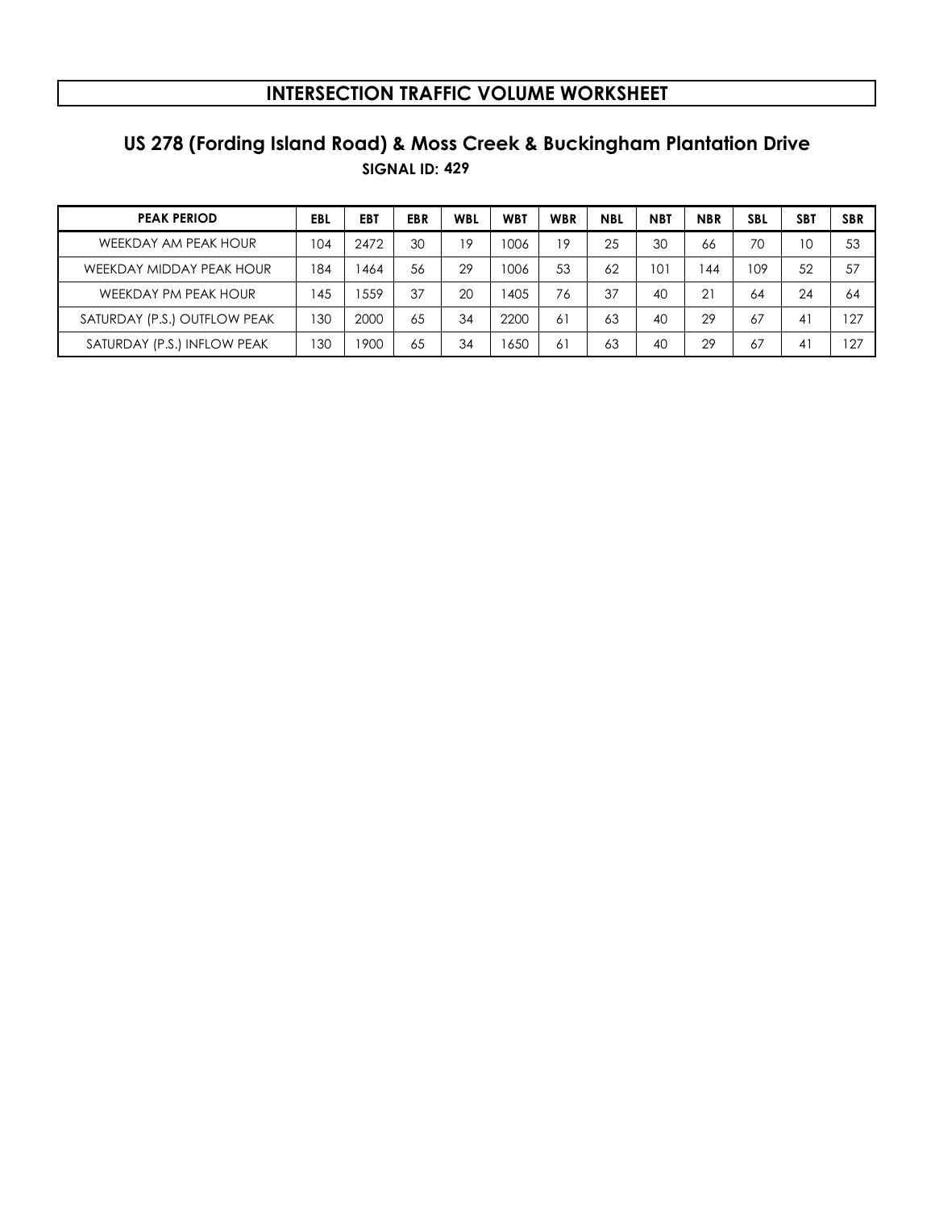# INTERSECTION TRAFFIC VOLUME WORKSHEET

## US 278 (Fording Island Road) & Moss Creek & Buckingham Plantation Drive

**SIGNAL ID: 429**

| PEAK PERIOD | EBL | EBT | EBR | WBL | WBT | WBR | NBL | NBT | NBR | SBL | SBT | SBR |
|---|---|---|---|---|---|---|---|---|---|---|---|---|
| WEEKDAY AM PEAK HOUR | 104 | 2472 | 30 | 19 | 1006 | 19 | 25 | 30 | 66 | 70 | 10 | 53 |
| WEEKDAY MIDDAY PEAK HOUR | 184 | 1464 | 56 | 29 | 1006 | 53 | 62 | 101 | 144 | 109 | 52 | 57 |
| WEEKDAY PM PEAK HOUR | 145 | 1559 | 37 | 20 | 1405 | 76 | 37 | 40 | 21 | 64 | 24 | 64 |
| SATURDAY (P.S.) OUTFLOW PEAK | 130 | 2000 | 65 | 34 | 2200 | 61 | 63 | 40 | 29 | 67 | 41 | 127 |
| SATURDAY (P.S.) INFLOW PEAK | 130 | 1900 | 65 | 34 | 1650 | 61 | 63 | 40 | 29 | 67 | 41 | 127 |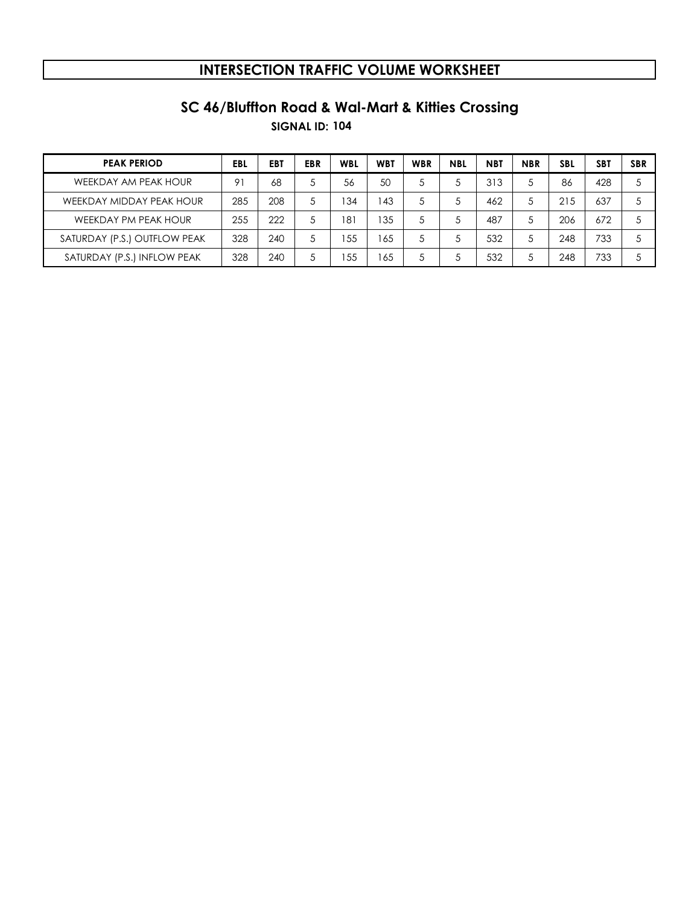# INTERSECTION TRAFFIC VOLUME WORKSHEET

## SC 46/Bluffton Road & Wal-Mart & Kitties Crossing

**SIGNAL ID: 104**

| PEAK PERIOD | EBL | EBT | EBR | WBL | WBT | WBR | NBL | NBT | NBR | SBL | SBT | SBR |
|---|---|---|---|---|---|---|---|---|---|---|---|---|
| WEEKDAY AM PEAK HOUR | 91 | 68 | 5 | 56 | 50 | 5 | 5 | 313 | 5 | 86 | 428 | 5 |
| WEEKDAY MIDDAY PEAK HOUR | 285 | 208 | 5 | 134 | 143 | 5 | 5 | 462 | 5 | 215 | 637 | 5 |
| WEEKDAY PM PEAK HOUR | 255 | 222 | 5 | 181 | 135 | 5 | 5 | 487 | 5 | 206 | 672 | 5 |
| SATURDAY (P.S.) OUTFLOW PEAK | 328 | 240 | 5 | 155 | 165 | 5 | 5 | 532 | 5 | 248 | 733 | 5 |
| SATURDAY (P.S.) INFLOW PEAK | 328 | 240 | 5 | 155 | 165 | 5 | 5 | 532 | 5 | 248 | 733 | 5 |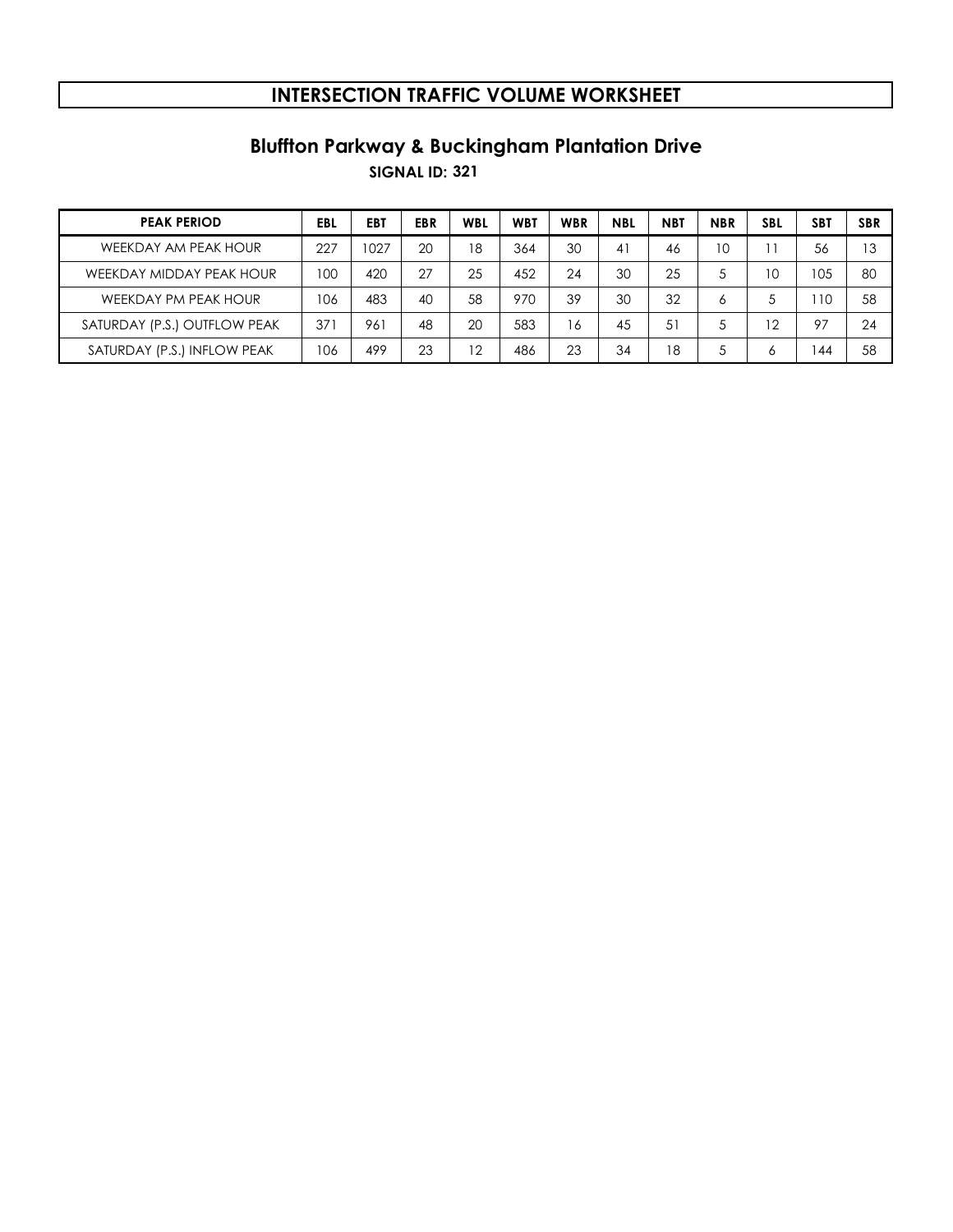# INTERSECTION TRAFFIC VOLUME WORKSHEET

## Bluffton Parkway & Buckingham Plantation Drive

**SIGNAL ID: 321**

| PEAK PERIOD | EBL | EBT | EBR | WBL | WBT | WBR | NBL | NBT | NBR | SBL | SBT | SBR |
|---|---|---|---|---|---|---|---|---|---|---|---|---|
| WEEKDAY AM PEAK HOUR | 227 | 1027 | 20 | 18 | 364 | 30 | 41 | 46 | 10 | 11 | 56 | 13 |
| WEEKDAY MIDDAY PEAK HOUR | 100 | 420 | 27 | 25 | 452 | 24 | 30 | 25 | 5 | 10 | 105 | 80 |
| WEEKDAY PM PEAK HOUR | 106 | 483 | 40 | 58 | 970 | 39 | 30 | 32 | 6 | 5 | 110 | 58 |
| SATURDAY (P.S.) OUTFLOW PEAK | 371 | 961 | 48 | 20 | 583 | 16 | 45 | 51 | 5 | 12 | 97 | 24 |
| SATURDAY (P.S.) INFLOW PEAK | 106 | 499 | 23 | 12 | 486 | 23 | 34 | 18 | 5 | 6 | 144 | 58 |